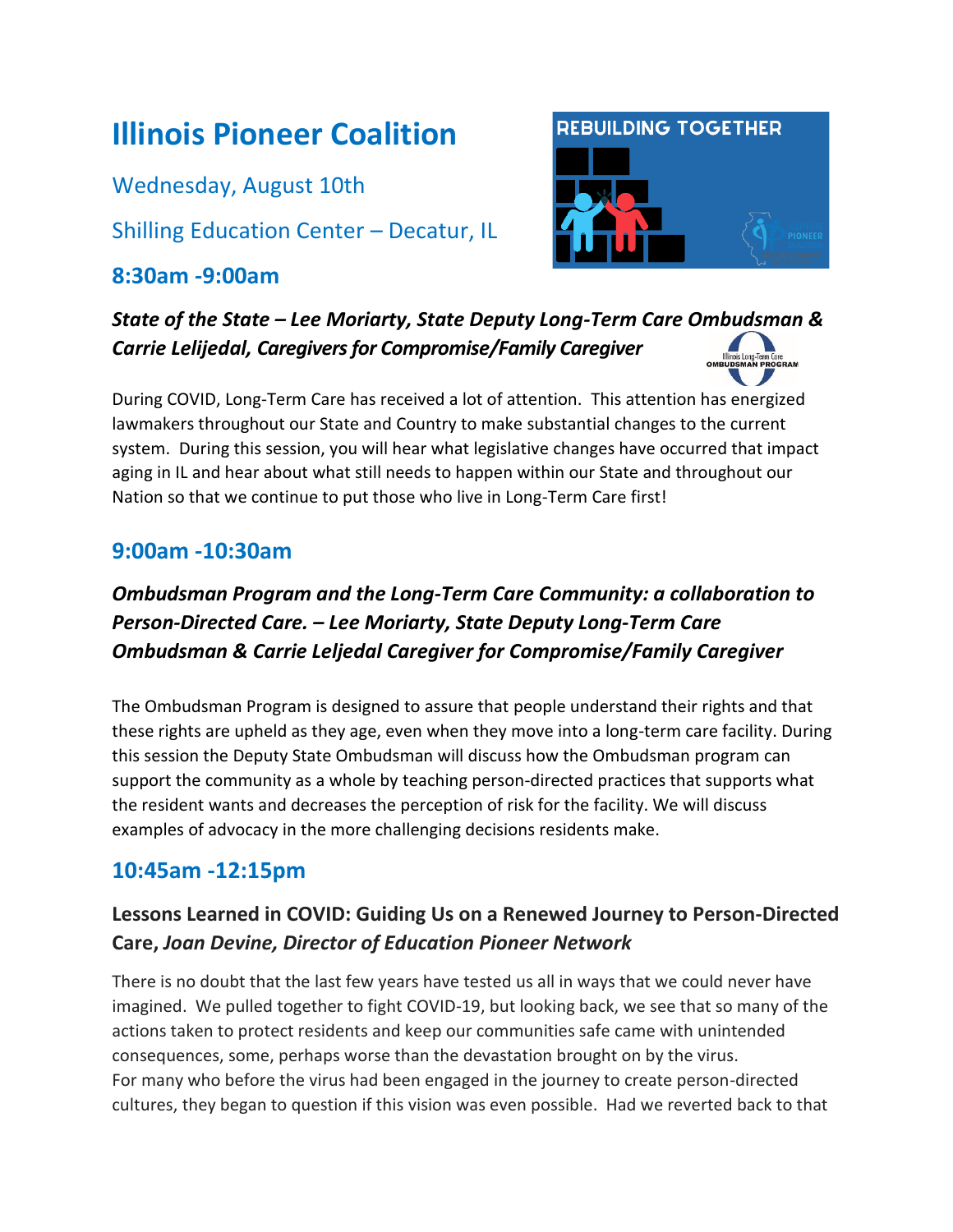# Illinois Pioneer Coalition

Wednesday, August 10th

Shilling Education Center – Decatur, IL

## 8:30am -9:00am

***State of the State – Lee Moriarty, State Deputy Long-Term Care Ombudsman & Carrie Lelijedal, Caregivers for Compromise/Family Caregiver***

During COVID, Long-Term Care has received a lot of attention. This attention has energized lawmakers throughout our State and Country to make substantial changes to the current system. During this session, you will hear what legislative changes have occurred that impact aging in IL and hear about what still needs to happen within our State and throughout our Nation so that we continue to put those who live in Long-Term Care first!

## 9:00am -10:30am

***Ombudsman Program and the Long-Term Care Community: a collaboration to Person-Directed Care. – Lee Moriarty, State Deputy Long-Term Care Ombudsman & Carrie Leljedal Caregiver for Compromise/Family Caregiver***

The Ombudsman Program is designed to assure that people understand their rights and that these rights are upheld as they age, even when they move into a long-term care facility. During this session the Deputy State Ombudsman will discuss how the Ombudsman program can support the community as a whole by teaching person-directed practices that supports what the resident wants and decreases the perception of risk for the facility. We will discuss examples of advocacy in the more challenging decisions residents make.

## 10:45am -12:15pm

**Lessons Learned in COVID: Guiding Us on a Renewed Journey to Person-Directed Care,** ***Joan Devine, Director of Education Pioneer Network***

There is no doubt that the last few years have tested us all in ways that we could never have imagined. We pulled together to fight COVID-19, but looking back, we see that so many of the actions taken to protect residents and keep our communities safe came with unintended consequences, some, perhaps worse than the devastation brought on by the virus.
For many who before the virus had been engaged in the journey to create person-directed cultures, they began to question if this vision was even possible. Had we reverted back to that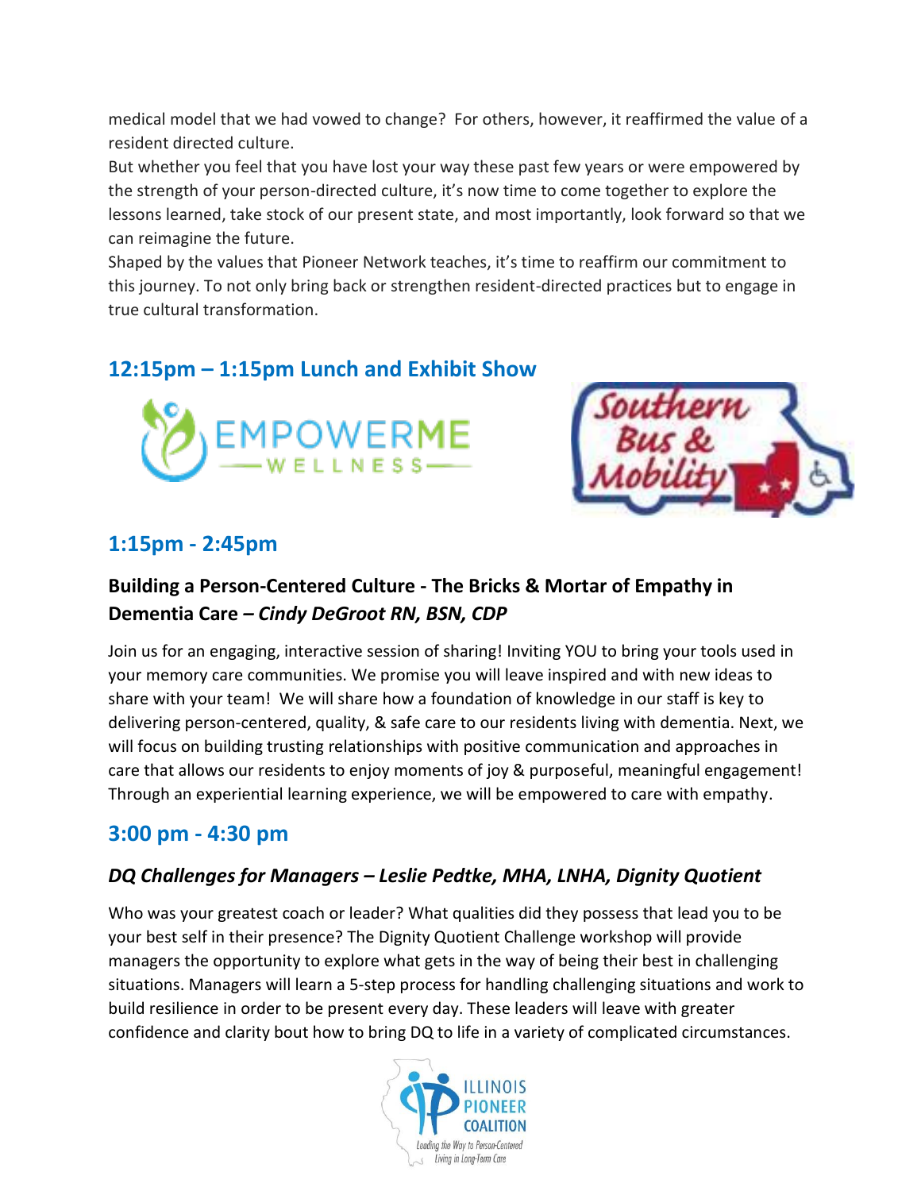medical model that we had vowed to change? For others, however, it reaffirmed the value of a resident directed culture.

But whether you feel that you have lost your way these past few years or were empowered by the strength of your person-directed culture, it's now time to come together to explore the lessons learned, take stock of our present state, and most importantly, look forward so that we can reimagine the future.

Shaped by the values that Pioneer Network teaches, it's time to reaffirm our commitment to this journey. To not only bring back or strengthen resident-directed practices but to engage in true cultural transformation.

## 12:15pm – 1:15pm Lunch and Exhibit Show

## 1:15pm - 2:45pm

### Building a Person-Centered Culture - The Bricks & Mortar of Empathy in Dementia Care – *Cindy DeGroot RN, BSN, CDP*

Join us for an engaging, interactive session of sharing! Inviting YOU to bring your tools used in your memory care communities. We promise you will leave inspired and with new ideas to share with your team! We will share how a foundation of knowledge in our staff is key to delivering person-centered, quality, & safe care to our residents living with dementia. Next, we will focus on building trusting relationships with positive communication and approaches in care that allows our residents to enjoy moments of joy & purposeful, meaningful engagement! Through an experiential learning experience, we will be empowered to care with empathy.

## 3:00 pm - 4:30 pm

### *DQ Challenges for Managers – Leslie Pedtke, MHA, LNHA, Dignity Quotient*

Who was your greatest coach or leader? What qualities did they possess that lead you to be your best self in their presence? The Dignity Quotient Challenge workshop will provide managers the opportunity to explore what gets in the way of being their best in challenging situations. Managers will learn a 5-step process for handling challenging situations and work to build resilience in order to be present every day. These leaders will leave with greater confidence and clarity bout how to bring DQ to life in a variety of complicated circumstances.